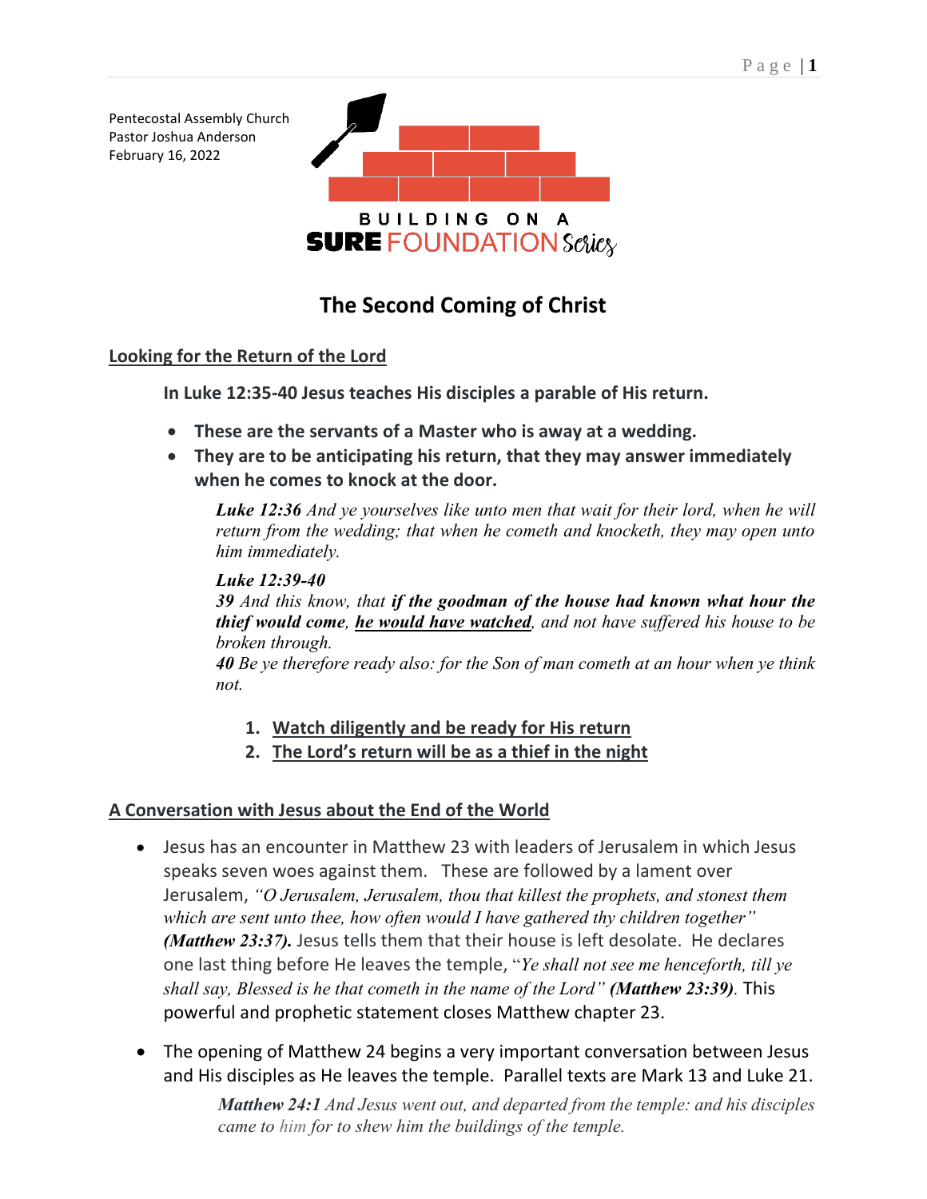Pentecostal Assembly Church
Pastor Joshua Anderson
February 16, 2022

BUILDING ON A
**SURE** FOUNDATION *Series*

# The Second Coming of Christ

## Looking for the Return of the Lord

**In Luke 12:35-40 Jesus teaches His disciples a parable of His return.**

- **These are the servants of a Master who is away at a wedding.**
- **They are to be anticipating his return, that they may answer immediately when he comes to knock at the door.**

> ***Luke 12:36*** *And ye yourselves like unto men that wait for their lord, when he will return from the wedding; that when he cometh and knocketh, they may open unto him immediately.*
>
> ***Luke 12:39-40***
> ***39*** *And this know, that **if the goodman of the house had known what hour the thief would come**, **he would have watched**, and not have suffered his house to be broken through.*
> ***40*** *Be ye therefore ready also: for the Son of man cometh at an hour when ye think not.*

1. **Watch diligently and be ready for His return**
2. **The Lord's return will be as a thief in the night**

## A Conversation with Jesus about the End of the World

- Jesus has an encounter in Matthew 23 with leaders of Jerusalem in which Jesus speaks seven woes against them. These are followed by a lament over Jerusalem, *"O Jerusalem, Jerusalem, thou that killest the prophets, and stonest them which are sent unto thee, how often would I have gathered thy children together"* ***(Matthew 23:37).*** Jesus tells them that their house is left desolate. He declares one last thing before He leaves the temple, "*Ye shall not see me henceforth, till ye shall say, Blessed is he that cometh in the name of the Lord"* ***(Matthew 23:39)***. This powerful and prophetic statement closes Matthew chapter 23.
- The opening of Matthew 24 begins a very important conversation between Jesus and His disciples as He leaves the temple. Parallel texts are Mark 13 and Luke 21.

> ***Matthew 24:1*** *And Jesus went out, and departed from the temple: and his disciples came to him for to shew him the buildings of the temple.*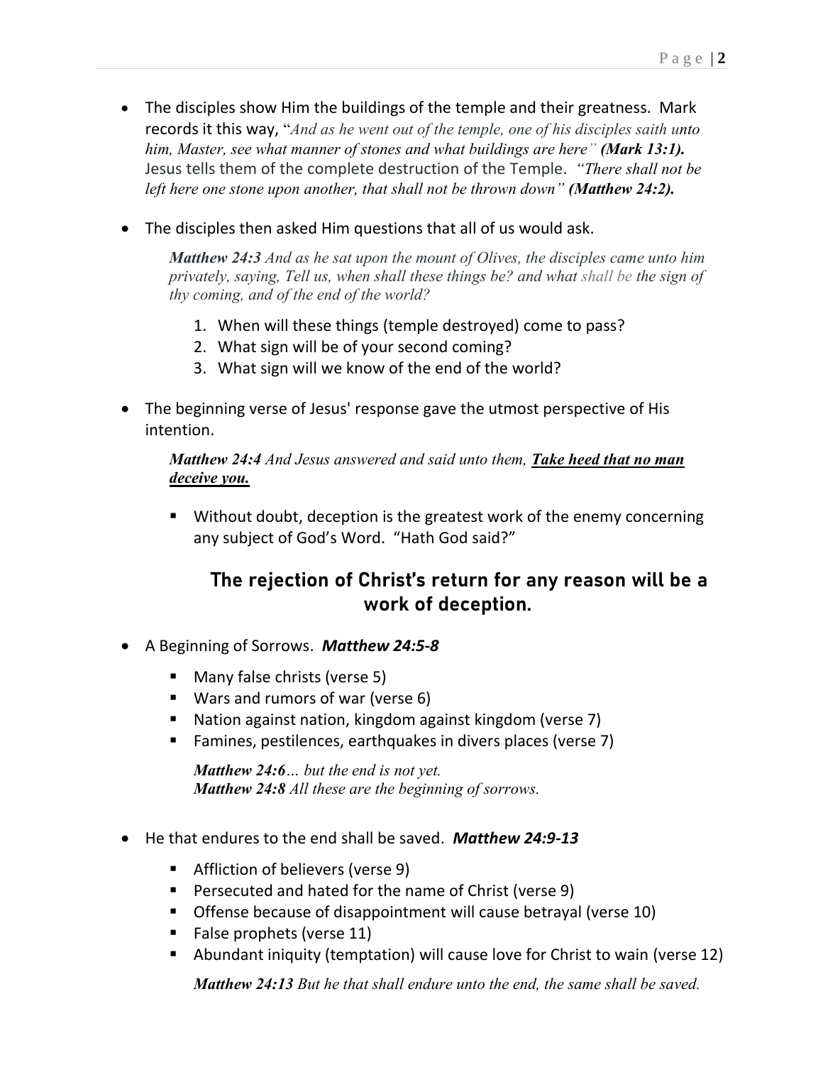- The disciples show Him the buildings of the temple and their greatness. Mark records it this way, "*And as he went out of the temple, one of his disciples saith unto him, Master, see what manner of stones and what buildings are here" **(Mark 13:1).*** Jesus tells them of the complete destruction of the Temple. *"There shall not be left here one stone upon another, that shall not be thrown down" **(Matthew 24:2).***

- The disciples then asked Him questions that all of us would ask.

  ***Matthew 24:3*** *And as he sat upon the mount of Olives, the disciples came unto him privately, saying, Tell us, when shall these things be? and what shall be the sign of thy coming, and of the end of the world?*

  1. When will these things (temple destroyed) come to pass?
  2. What sign will be of your second coming?
  3. What sign will we know of the end of the world?

- The beginning verse of Jesus' response gave the utmost perspective of His intention.

  ***Matthew 24:4*** *And Jesus answered and said unto them,* ***<u>Take heed that no man deceive you.</u>***

  - Without doubt, deception is the greatest work of the enemy concerning any subject of God's Word. "Hath God said?"

## The rejection of Christ's return for any reason will be a work of deception.

- A Beginning of Sorrows. ***Matthew 24:5-8***

  - Many false christs (verse 5)
  - Wars and rumors of war (verse 6)
  - Nation against nation, kingdom against kingdom (verse 7)
  - Famines, pestilences, earthquakes in divers places (verse 7)

  ***Matthew 24:6****… but the end is not yet.*
  ***Matthew 24:8*** *All these are the beginning of sorrows.*

- He that endures to the end shall be saved. ***Matthew 24:9-13***

  - Affliction of believers (verse 9)
  - Persecuted and hated for the name of Christ (verse 9)
  - Offense because of disappointment will cause betrayal (verse 10)
  - False prophets (verse 11)
  - Abundant iniquity (temptation) will cause love for Christ to wain (verse 12)

  ***Matthew 24:13*** *But he that shall endure unto the end, the same shall be saved.*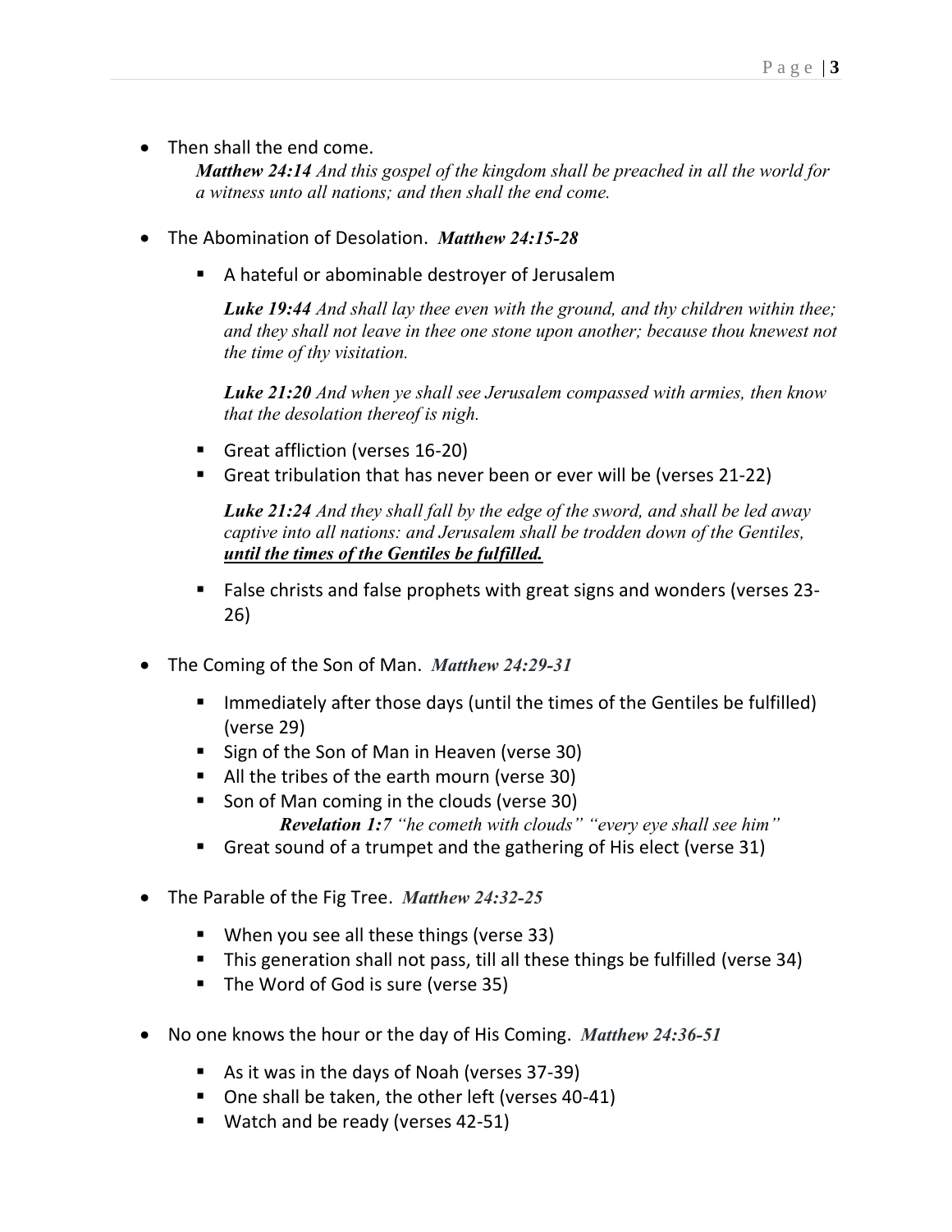- Then shall the end come.

    ***Matthew 24:14*** *And this gospel of the kingdom shall be preached in all the world for a witness unto all nations; and then shall the end come.*

- The Abomination of Desolation. ***Matthew 24:15-28***

    - A hateful or abominable destroyer of Jerusalem

        ***Luke 19:44*** *And shall lay thee even with the ground, and thy children within thee; and they shall not leave in thee one stone upon another; because thou knewest not the time of thy visitation.*

        ***Luke 21:20*** *And when ye shall see Jerusalem compassed with armies, then know that the desolation thereof is nigh.*

    - Great affliction (verses 16-20)
    - Great tribulation that has never been or ever will be (verses 21-22)

        ***Luke 21:24*** *And they shall fall by the edge of the sword, and shall be led away captive into all nations: and Jerusalem shall be trodden down of the Gentiles,* ***<u>until the times of the Gentiles be fulfilled.</u>***

    - False christs and false prophets with great signs and wonders (verses 23-26)

- The Coming of the Son of Man. ***Matthew 24:29-31***

    - Immediately after those days (until the times of the Gentiles be fulfilled) (verse 29)
    - Sign of the Son of Man in Heaven (verse 30)
    - All the tribes of the earth mourn (verse 30)
    - Son of Man coming in the clouds (verse 30)

        ***Revelation 1:****7 "he cometh with clouds" "every eye shall see him"*

    - Great sound of a trumpet and the gathering of His elect (verse 31)

- The Parable of the Fig Tree. ***Matthew 24:32-25***

    - When you see all these things (verse 33)
    - This generation shall not pass, till all these things be fulfilled (verse 34)
    - The Word of God is sure (verse 35)

- No one knows the hour or the day of His Coming. ***Matthew 24:36-51***

    - As it was in the days of Noah (verses 37-39)
    - One shall be taken, the other left (verses 40-41)
    - Watch and be ready (verses 42-51)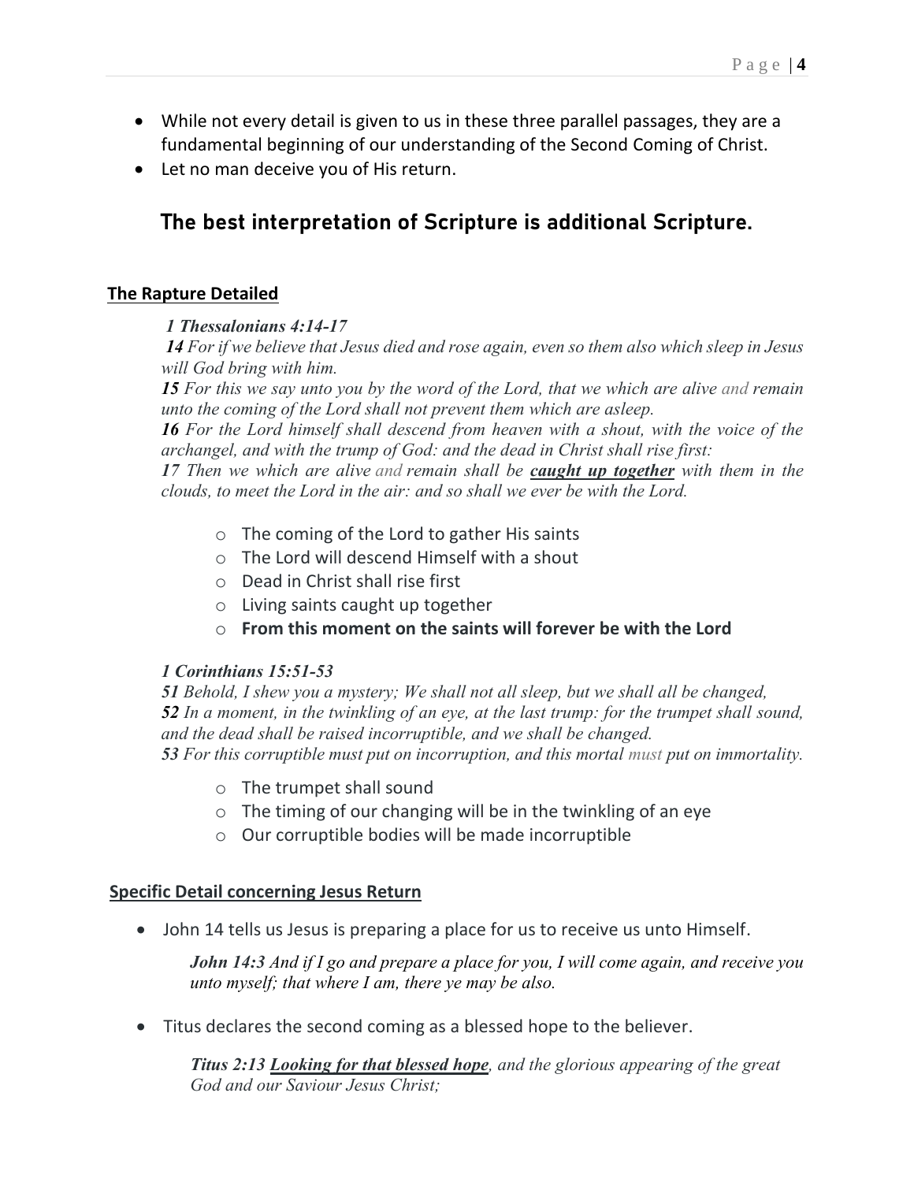- While not every detail is given to us in these three parallel passages, they are a fundamental beginning of our understanding of the Second Coming of Christ.
- Let no man deceive you of His return.

## The best interpretation of Scripture is additional Scripture.

**The Rapture Detailed**

***1 Thessalonians 4:14-17***
***14*** *For if we believe that Jesus died and rose again, even so them also which sleep in Jesus will God bring with him.*
***15*** *For this we say unto you by the word of the Lord, that we which are alive and remain unto the coming of the Lord shall not prevent them which are asleep.*
***16*** *For the Lord himself shall descend from heaven with a shout, with the voice of the archangel, and with the trump of God: and the dead in Christ shall rise first:*
***17*** *Then we which are alive and remain shall be* ***caught up together*** *with them in the clouds, to meet the Lord in the air: and so shall we ever be with the Lord.*

- The coming of the Lord to gather His saints
- The Lord will descend Himself with a shout
- Dead in Christ shall rise first
- Living saints caught up together
- **From this moment on the saints will forever be with the Lord**

***1 Corinthians 15:51-53***
***51*** *Behold, I shew you a mystery; We shall not all sleep, but we shall all be changed,*
***52*** *In a moment, in the twinkling of an eye, at the last trump: for the trumpet shall sound, and the dead shall be raised incorruptible, and we shall be changed.*
***53*** *For this corruptible must put on incorruption, and this mortal must put on immortality.*

- The trumpet shall sound
- The timing of our changing will be in the twinkling of an eye
- Our corruptible bodies will be made incorruptible

**Specific Detail concerning Jesus Return**

- John 14 tells us Jesus is preparing a place for us to receive us unto Himself.

  ***John 14:3*** *And if I go and prepare a place for you, I will come again, and receive you unto myself; that where I am, there ye may be also.*

- Titus declares the second coming as a blessed hope to the believer.

  ***Titus 2:13*** ***Looking for that blessed hope****, and the glorious appearing of the great God and our Saviour Jesus Christ;*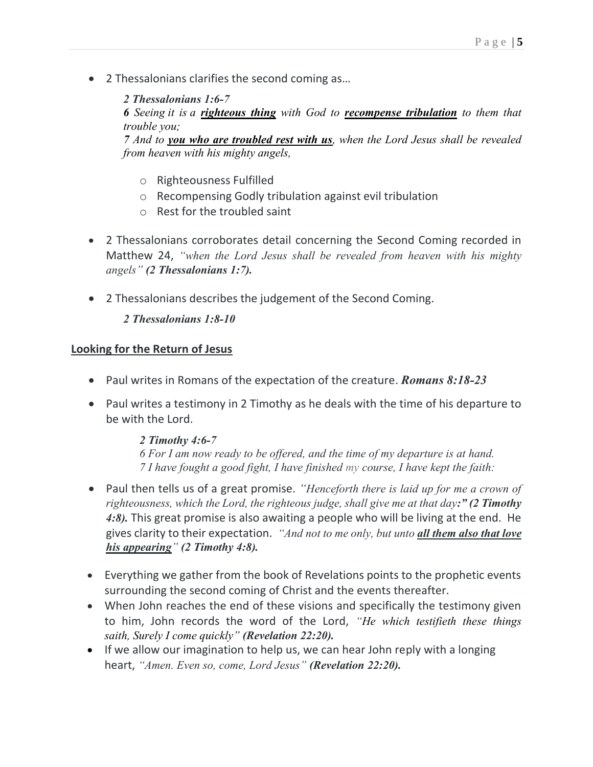- 2 Thessalonians clarifies the second coming as…

  ***2 Thessalonians 1:6-7***
  ***6*** *Seeing it is a* ***righteous thing*** *with God to* ***recompense tribulation*** *to them that trouble you;*
  *7 And to* ***you who are troubled rest with us****, when the Lord Jesus shall be revealed from heaven with his mighty angels,*

  - Righteousness Fulfilled
  - Recompensing Godly tribulation against evil tribulation
  - Rest for the troubled saint

- 2 Thessalonians corroborates detail concerning the Second Coming recorded in Matthew 24, *"when the Lord Jesus shall be revealed from heaven with his mighty angels"* ***(2 Thessalonians 1:7).***

- 2 Thessalonians describes the judgement of the Second Coming.

  ***2 Thessalonians 1:8-10***

## Looking for the Return of Jesus

- Paul writes in Romans of the expectation of the creature. ***Romans 8:18-23***

- Paul writes a testimony in 2 Timothy as he deals with the time of his departure to be with the Lord.

  ***2 Timothy 4:6-7***
  *6 For I am now ready to be offered, and the time of my departure is at hand.*
  *7 I have fought a good fight, I have finished my course, I have kept the faith:*

- Paul then tells us of a great promise. *"Henceforth there is laid up for me a crown of righteousness, which the Lord, the righteous judge, shall give me at that day:"* ***(2 Timothy 4:8).*** This great promise is also awaiting a people who will be living at the end. He gives clarity to their expectation. *"And not to me only, but unto* ***all them also that love his appearing****"* ***(2 Timothy 4:8).***

- Everything we gather from the book of Revelations points to the prophetic events surrounding the second coming of Christ and the events thereafter.
- When John reaches the end of these visions and specifically the testimony given to him, John records the word of the Lord, *"He which testifieth these things saith, Surely I come quickly"* ***(Revelation 22:20).***
- If we allow our imagination to help us, we can hear John reply with a longing heart, *"Amen. Even so, come, Lord Jesus"* ***(Revelation 22:20).***